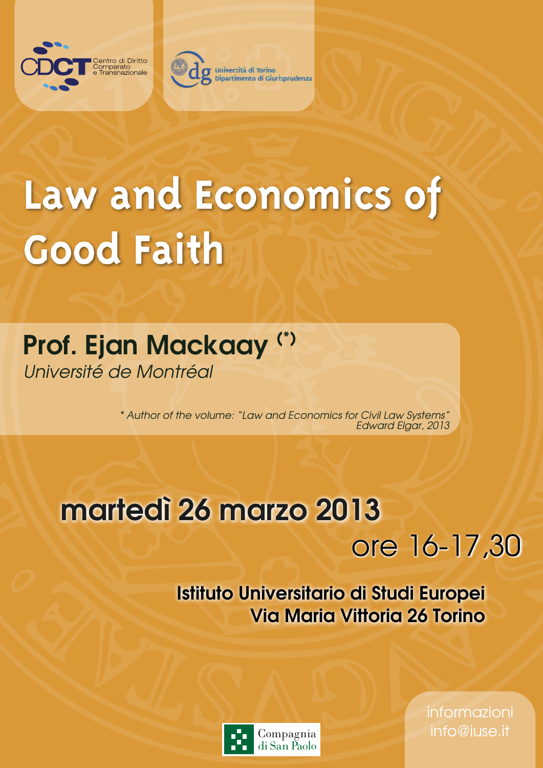Centro di Diritto Comparato e Transnazionale

Università di Torino Dipartimento di Giurisprudenza

# Law and Economics of Good Faith

## Prof. Ejan Mackaay (*)

*Université de Montréal*

*\* Author of the volume: "Law and Economics for Civil Law Systems" Edward Elgar, 2013*

## martedì 26 marzo 2013

### ore 16-17,30

**Istituto Universitario di Studi Europei**
**Via Maria Vittoria 26 Torino**

Compagnia di San Paolo

informazioni
info@iuse.it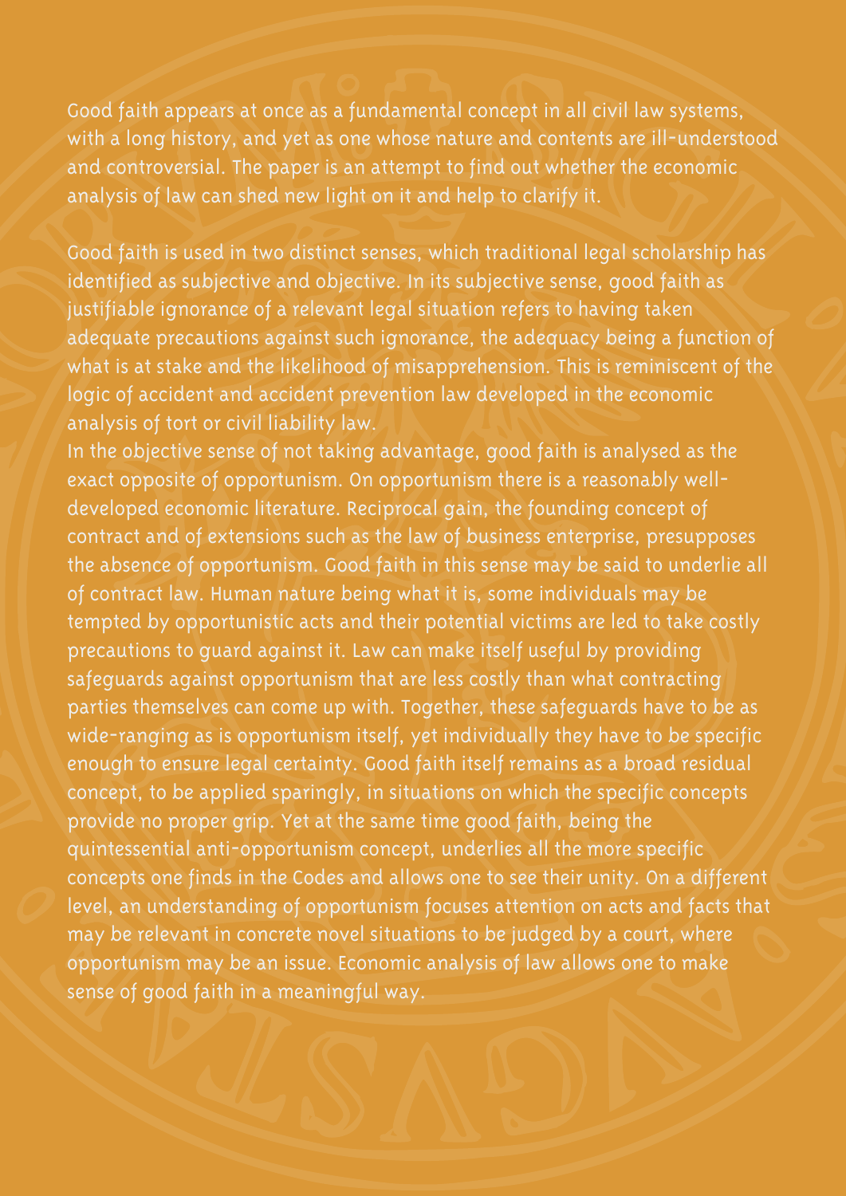Good faith appears at once as a fundamental concept in all civil law systems, with a long history, and yet as one whose nature and contents are ill-understood and controversial. The paper is an attempt to find out whether the economic analysis of law can shed new light on it and help to clarify it.

Good faith is used in two distinct senses, which traditional legal scholarship has identified as subjective and objective. In its subjective sense, good faith as justifiable ignorance of a relevant legal situation refers to having taken adequate precautions against such ignorance, the adequacy being a function of what is at stake and the likelihood of misapprehension. This is reminiscent of the logic of accident and accident prevention law developed in the economic analysis of tort or civil liability law.

In the objective sense of not taking advantage, good faith is analysed as the exact opposite of opportunism. On opportunism there is a reasonably well-developed economic literature. Reciprocal gain, the founding concept of contract and of extensions such as the law of business enterprise, presupposes the absence of opportunism. Good faith in this sense may be said to underlie all of contract law. Human nature being what it is, some individuals may be tempted by opportunistic acts and their potential victims are led to take costly precautions to guard against it. Law can make itself useful by providing safeguards against opportunism that are less costly than what contracting parties themselves can come up with. Together, these safeguards have to be as wide-ranging as is opportunism itself, yet individually they have to be specific enough to ensure legal certainty. Good faith itself remains as a broad residual concept, to be applied sparingly, in situations on which the specific concepts provide no proper grip. Yet at the same time good faith, being the quintessential anti-opportunism concept, underlies all the more specific concepts one finds in the Codes and allows one to see their unity. On a different level, an understanding of opportunism focuses attention on acts and facts that may be relevant in concrete novel situations to be judged by a court, where opportunism may be an issue. Economic analysis of law allows one to make sense of good faith in a meaningful way.